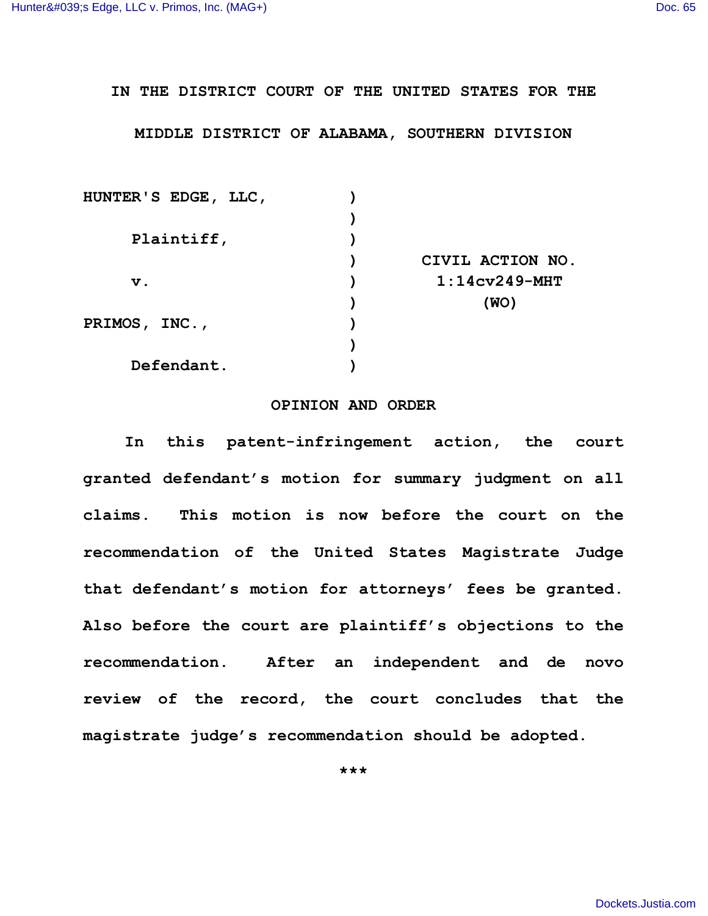IN THE DISTRICT COURT OF THE UNITED STATES FOR THE

MIDDLE DISTRICT OF ALABAMA, SOUTHERN DIVISION

| | | |
|---|---|---|
| HUNTER'S EDGE, LLC, | ) | |
| | ) | |
| Plaintiff, | ) | |
| | ) | CIVIL ACTION NO. |
| v. | ) | 1:14cv249-MHT |
| | ) | (WO) |
| PRIMOS, INC., | ) | |
| | ) | |
| Defendant. | ) | |

## OPINION AND ORDER

In this patent-infringement action, the court granted defendant's motion for summary judgment on all claims. This motion is now before the court on the recommendation of the United States Magistrate Judge that defendant's motion for attorneys' fees be granted. Also before the court are plaintiff's objections to the recommendation. After an independent and de novo review of the record, the court concludes that the magistrate judge's recommendation should be adopted.

***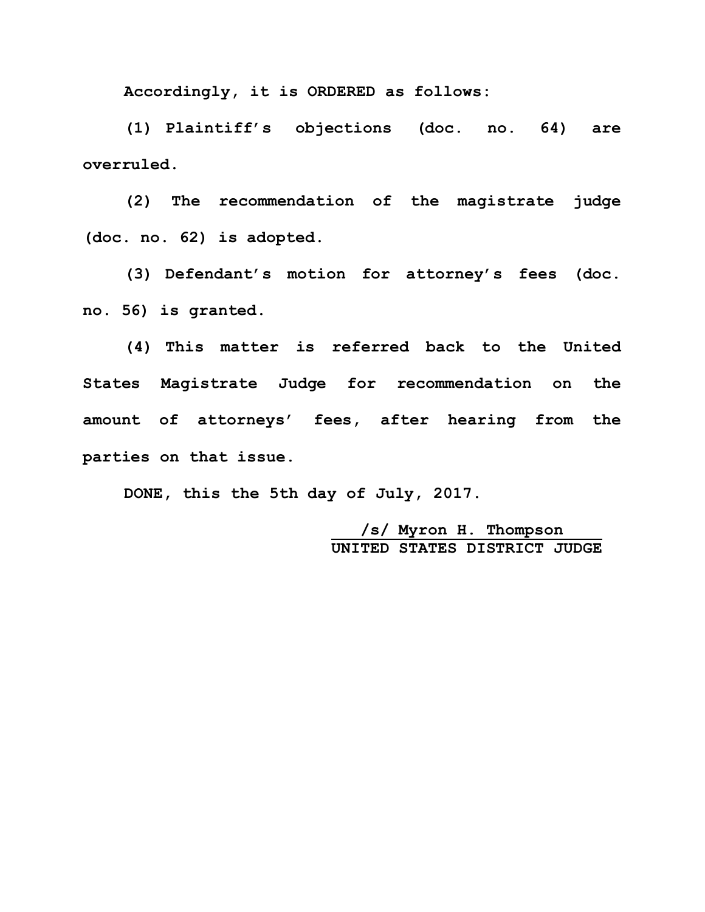Accordingly, it is ORDERED as follows:

(1) Plaintiff's objections (doc. no. 64) are overruled.

(2) The recommendation of the magistrate judge (doc. no. 62) is adopted.

(3) Defendant's motion for attorney's fees (doc. no. 56) is granted.

(4) This matter is referred back to the United States Magistrate Judge for recommendation on the amount of attorneys' fees, after hearing from the parties on that issue.

DONE, this the 5th day of July, 2017.

/s/ Myron H. Thompson
UNITED STATES DISTRICT JUDGE